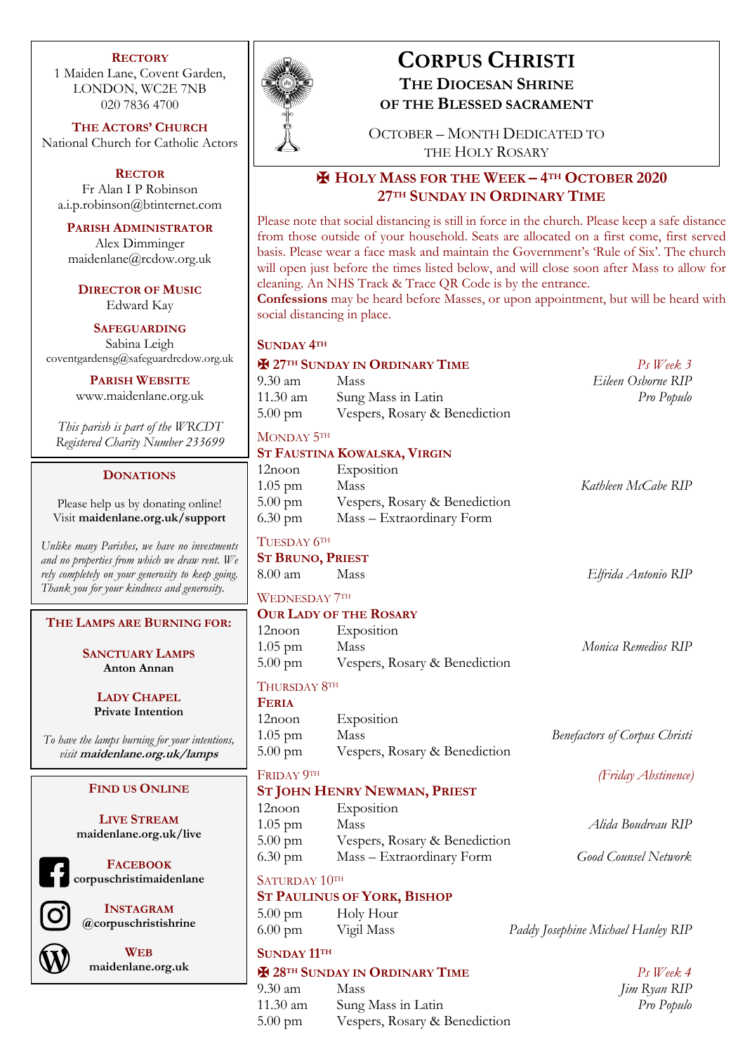# CORPUS CHRISTI

## THE DIOCESAN SHRINE OF THE BLESSED SACRAMENT

OCTOBER – MONTH DEDICATED TO THE HOLY ROSARY

## ✠ HOLY MASS FOR THE WEEK – 4TH OCTOBER 2020
## 27TH SUNDAY IN ORDINARY TIME

Please note that social distancing is still in force in the church. Please keep a safe distance from those outside of your household. Seats are allocated on a first come, first served basis. Please wear a face mask and maintain the Government's 'Rule of Six'. The church will open just before the times listed below, and will close soon after Mass to allow for cleaning. An NHS Track & Trace QR Code is by the entrance.
**Confessions** may be heard before Masses, or upon appointment, but will be heard with social distancing in place.

### SUNDAY 4TH
**✠ 27TH SUNDAY IN ORDINARY TIME** — *Ps Week 3*

| | | |
|---|---|---|
| 9.30 am | Mass | *Eileen Osborne RIP* |
| 11.30 am | Sung Mass in Latin | *Pro Populo* |
| 5.00 pm | Vespers, Rosary & Benediction | |

### MONDAY 5TH
**ST FAUSTINA KOWALSKA, VIRGIN**

| | | |
|---|---|---|
| 12noon | Exposition | |
| 1.05 pm | Mass | *Kathleen McCabe RIP* |
| 5.00 pm | Vespers, Rosary & Benediction | |
| 6.30 pm | Mass – Extraordinary Form | |

### TUESDAY 6TH
**ST BRUNO, PRIEST**

| | | |
|---|---|---|
| 8.00 am | Mass | *Elfrida Antonio RIP* |

### WEDNESDAY 7TH
**OUR LADY OF THE ROSARY**

| | | |
|---|---|---|
| 12noon | Exposition | |
| 1.05 pm | Mass | *Monica Remedios RIP* |
| 5.00 pm | Vespers, Rosary & Benediction | |

### THURSDAY 8TH
**FERIA**

| | | |
|---|---|---|
| 12noon | Exposition | |
| 1.05 pm | Mass | *Benefactors of Corpus Christi* |
| 5.00 pm | Vespers, Rosary & Benediction | |

### FRIDAY 9TH — *(Friday Abstinence)*
**ST JOHN HENRY NEWMAN, PRIEST**

| | | |
|---|---|---|
| 12noon | Exposition | |
| 1.05 pm | Mass | *Alida Boudreau RIP* |
| 5.00 pm | Vespers, Rosary & Benediction | |
| 6.30 pm | Mass – Extraordinary Form | *Good Counsel Network* |

### SATURDAY 10TH
**ST PAULINUS OF YORK, BISHOP**

| | | |
|---|---|---|
| 5.00 pm | Holy Hour | |
| 6.00 pm | Vigil Mass | *Paddy Josephine Michael Hanley RIP* |

### SUNDAY 11TH
**✠ 28TH SUNDAY IN ORDINARY TIME** — *Ps Week 4*

| | | |
|---|---|---|
| 9.30 am | Mass | *Jim Ryan RIP* |
| 11.30 am | Sung Mass in Latin | *Pro Populo* |
| 5.00 pm | Vespers, Rosary & Benediction | |

---

**RECTORY**
1 Maiden Lane, Covent Garden,
LONDON, WC2E 7NB
020 7836 4700

**THE ACTORS' CHURCH**
National Church for Catholic Actors

**RECTOR**
Fr Alan I P Robinson
a.i.p.robinson@btinternet.com

**PARISH ADMINISTRATOR**
Alex Dimminger
maidenlane@rcdow.org.uk

**DIRECTOR OF MUSIC**
Edward Kay

**SAFEGUARDING**
Sabina Leigh
coventgardensg@safeguardrcdow.org.uk

**PARISH WEBSITE**
www.maidenlane.org.uk

*This parish is part of the WRCDT Registered Charity Number 233699*

**DONATIONS**

Please help us by donating online!
Visit **maidenlane.org.uk/support**

*Unlike many Parishes, we have no investments and no properties from which we draw rent. We rely completely on your generosity to keep going. Thank you for your kindness and generosity.*

**THE LAMPS ARE BURNING FOR:**

**SANCTUARY LAMPS**
**Anton Annan**

**LADY CHAPEL**
**Private Intention**

*To have the lamps burning for your intentions, visit* ***maidenlane.org.uk/lamps***

**FIND US ONLINE**

**LIVE STREAM**
**maidenlane.org.uk/live**

**FACEBOOK**
**corpuschristimaidenlane**

**INSTAGRAM**
**@corpuschristishrine**

**WEB**
**maidenlane.org.uk**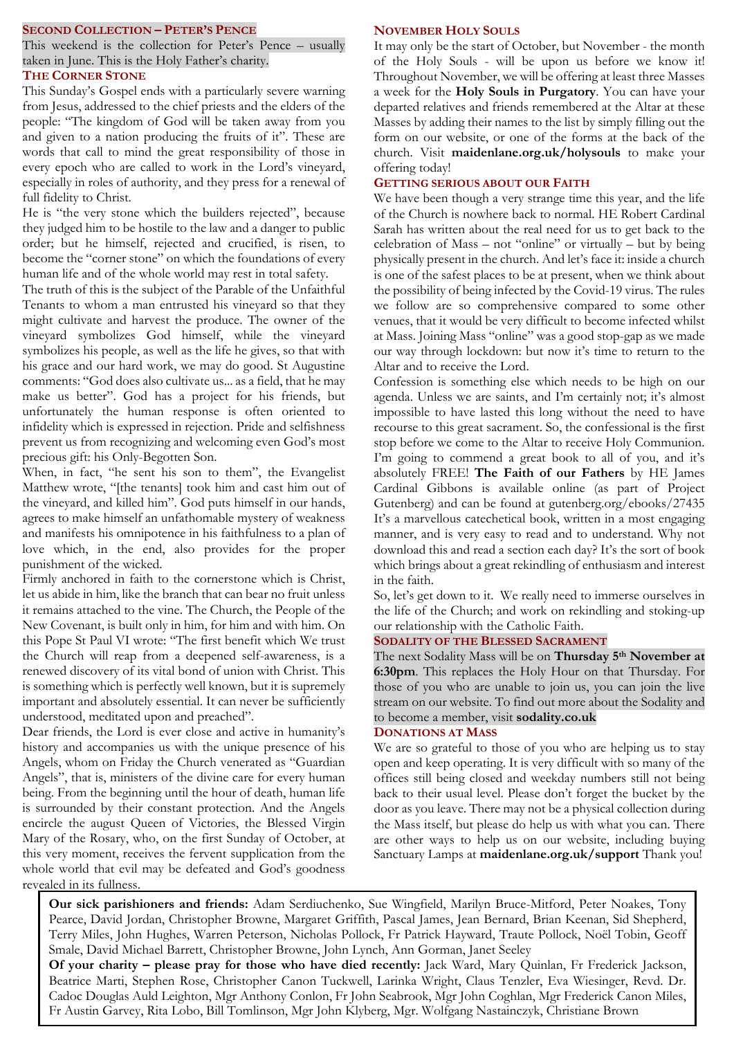## Second Collection – Peter's Pence

This weekend is the collection for Peter's Pence – usually taken in June. This is the Holy Father's charity.

## The Corner Stone

This Sunday's Gospel ends with a particularly severe warning from Jesus, addressed to the chief priests and the elders of the people: "The kingdom of God will be taken away from you and given to a nation producing the fruits of it". These are words that call to mind the great responsibility of those in every epoch who are called to work in the Lord's vineyard, especially in roles of authority, and they press for a renewal of full fidelity to Christ.

He is "the very stone which the builders rejected", because they judged him to be hostile to the law and a danger to public order; but he himself, rejected and crucified, is risen, to become the "corner stone" on which the foundations of every human life and of the whole world may rest in total safety.

The truth of this is the subject of the Parable of the Unfaithful Tenants to whom a man entrusted his vineyard so that they might cultivate and harvest the produce. The owner of the vineyard symbolizes God himself, while the vineyard symbolizes his people, as well as the life he gives, so that with his grace and our hard work, we may do good. St Augustine comments: "God does also cultivate us... as a field, that he may make us better". God has a project for his friends, but unfortunately the human response is often oriented to infidelity which is expressed in rejection. Pride and selfishness prevent us from recognizing and welcoming even God's most precious gift: his Only-Begotten Son.

When, in fact, "he sent his son to them", the Evangelist Matthew wrote, "[the tenants] took him and cast him out of the vineyard, and killed him". God puts himself in our hands, agrees to make himself an unfathomable mystery of weakness and manifests his omnipotence in his faithfulness to a plan of love which, in the end, also provides for the proper punishment of the wicked.

Firmly anchored in faith to the cornerstone which is Christ, let us abide in him, like the branch that can bear no fruit unless it remains attached to the vine. The Church, the People of the New Covenant, is built only in him, for him and with him. On this Pope St Paul VI wrote: "The first benefit which We trust the Church will reap from a deepened self-awareness, is a renewed discovery of its vital bond of union with Christ. This is something which is perfectly well known, but it is supremely important and absolutely essential. It can never be sufficiently understood, meditated upon and preached".

Dear friends, the Lord is ever close and active in humanity's history and accompanies us with the unique presence of his Angels, whom on Friday the Church venerated as "Guardian Angels", that is, ministers of the divine care for every human being. From the beginning until the hour of death, human life is surrounded by their constant protection. And the Angels encircle the august Queen of Victories, the Blessed Virgin Mary of the Rosary, who, on the first Sunday of October, at this very moment, receives the fervent supplication from the whole world that evil may be defeated and God's goodness revealed in its fullness.

## November Holy Souls

It may only be the start of October, but November - the month of the Holy Souls - will be upon us before we know it! Throughout November, we will be offering at least three Masses a week for the **Holy Souls in Purgatory**. You can have your departed relatives and friends remembered at the Altar at these Masses by adding their names to the list by simply filling out the form on our website, or one of the forms at the back of the church. Visit **maidenlane.org.uk/holysouls** to make your offering today!

## Getting serious about our Faith

We have been though a very strange time this year, and the life of the Church is nowhere back to normal. HE Robert Cardinal Sarah has written about the real need for us to get back to the celebration of Mass – not "online" or virtually – but by being physically present in the church. And let's face it: inside a church is one of the safest places to be at present, when we think about the possibility of being infected by the Covid-19 virus. The rules we follow are so comprehensive compared to some other venues, that it would be very difficult to become infected whilst at Mass. Joining Mass "online" was a good stop-gap as we made our way through lockdown: but now it's time to return to the Altar and to receive the Lord.

Confession is something else which needs to be high on our agenda. Unless we are saints, and I'm certainly not; it's almost impossible to have lasted this long without the need to have recourse to this great sacrament. So, the confessional is the first stop before we come to the Altar to receive Holy Communion.

I'm going to commend a great book to all of you, and it's absolutely FREE! **The Faith of our Fathers** by HE James Cardinal Gibbons is available online (as part of Project Gutenberg) and can be found at gutenberg.org/ebooks/27435 It's a marvellous catechetical book, written in a most engaging manner, and is very easy to read and to understand. Why not download this and read a section each day? It's the sort of book which brings about a great rekindling of enthusiasm and interest in the faith.

So, let's get down to it. We really need to immerse ourselves in the life of the Church; and work on rekindling and stoking-up our relationship with the Catholic Faith.

## Sodality of the Blessed Sacrament

The next Sodality Mass will be on **Thursday 5th November at 6:30pm**. This replaces the Holy Hour on that Thursday. For those of you who are unable to join us, you can join the live stream on our website. To find out more about the Sodality and to become a member, visit **sodality.co.uk**

## Donations at Mass

We are so grateful to those of you who are helping us to stay open and keep operating. It is very difficult with so many of the offices still being closed and weekday numbers still not being back to their usual level. Please don't forget the bucket by the door as you leave. There may not be a physical collection during the Mass itself, but please do help us with what you can. There are other ways to help us on our website, including buying Sanctuary Lamps at **maidenlane.org.uk/support** Thank you!

**Our sick parishioners and friends:** Adam Serdiuchenko, Sue Wingfield, Marilyn Bruce-Mitford, Peter Noakes, Tony Pearce, David Jordan, Christopher Browne, Margaret Griffith, Pascal James, Jean Bernard, Brian Keenan, Sid Shepherd, Terry Miles, John Hughes, Warren Peterson, Nicholas Pollock, Fr Patrick Hayward, Traute Pollock, Noël Tobin, Geoff Smale, David Michael Barrett, Christopher Browne, John Lynch, Ann Gorman, Janet Seeley

**Of your charity – please pray for those who have died recently:** Jack Ward, Mary Quinlan, Fr Frederick Jackson, Beatrice Marti, Stephen Rose, Christopher Canon Tuckwell, Larinka Wright, Claus Tenzler, Eva Wiesinger, Revd. Dr. Cadoc Douglas Auld Leighton, Mgr Anthony Conlon, Fr John Seabrook, Mgr John Coghlan, Mgr Frederick Canon Miles, Fr Austin Garvey, Rita Lobo, Bill Tomlinson, Mgr John Klyberg, Mgr. Wolfgang Nastainczyk, Christiane Brown